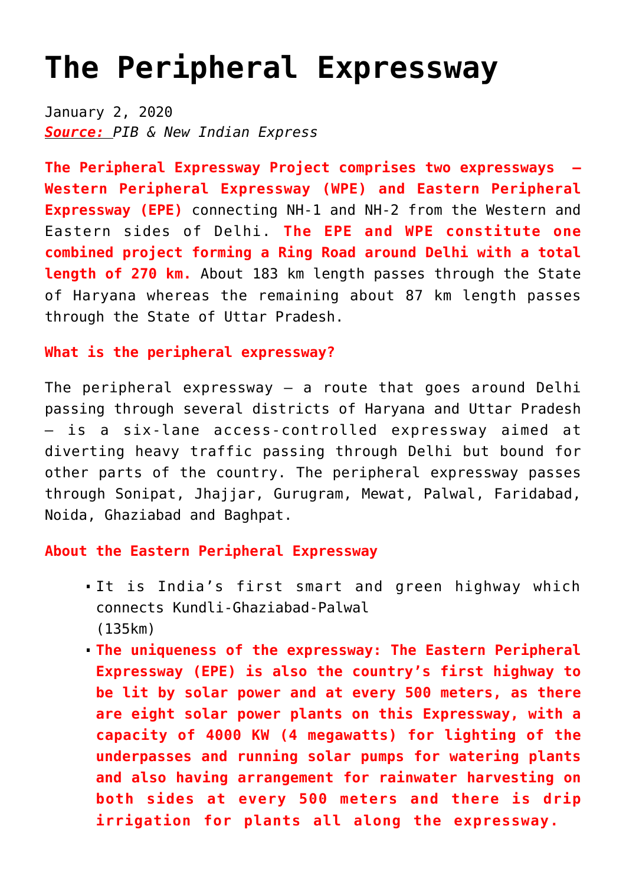# The Peripheral Expressway

January 2, 2020

***Source:*** *PIB & New Indian Express*

**The Peripheral Expressway Project comprises two expressways – Western Peripheral Expressway (WPE) and Eastern Peripheral Expressway (EPE)** connecting NH-1 and NH-2 from the Western and Eastern sides of Delhi. **The EPE and WPE constitute one combined project forming a Ring Road around Delhi with a total length of 270 km.** About 183 km length passes through the State of Haryana whereas the remaining about 87 km length passes through the State of Uttar Pradesh.

**What is the peripheral expressway?**

The peripheral expressway – a route that goes around Delhi passing through several districts of Haryana and Uttar Pradesh – is a six-lane access-controlled expressway aimed at diverting heavy traffic passing through Delhi but bound for other parts of the country. The peripheral expressway passes through Sonipat, Jhajjar, Gurugram, Mewat, Palwal, Faridabad, Noida, Ghaziabad and Baghpat.

**About the Eastern Peripheral Expressway**

- It is India's first smart and green highway which connects Kundli-Ghaziabad-Palwal (135km)
- **The uniqueness of the expressway: The Eastern Peripheral Expressway (EPE) is also the country's first highway to be lit by solar power and at every 500 meters, as there are eight solar power plants on this Expressway, with a capacity of 4000 KW (4 megawatts) for lighting of the underpasses and running solar pumps for watering plants and also having arrangement for rainwater harvesting on both sides at every 500 meters and there is drip irrigation for plants all along the expressway.**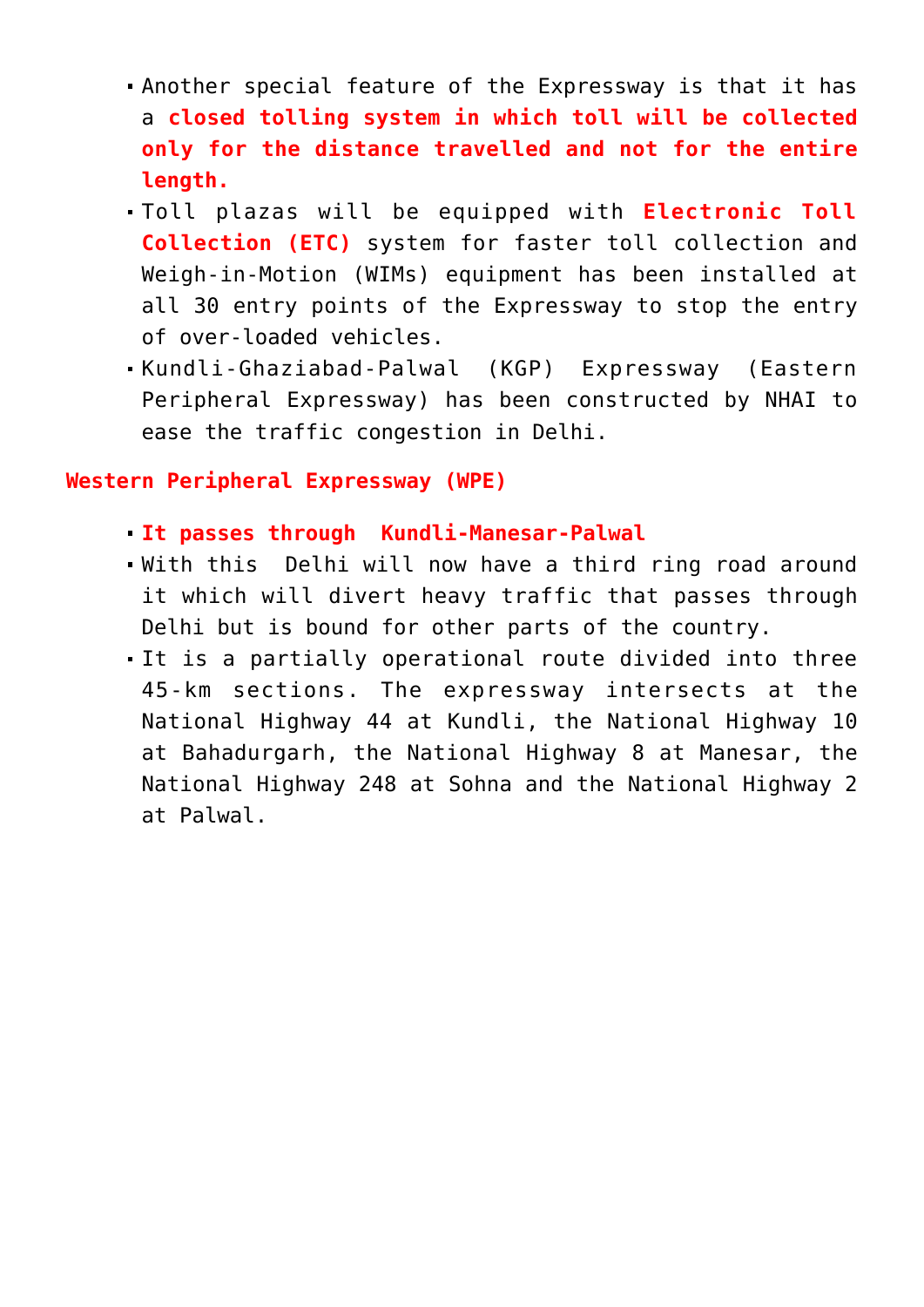- Another special feature of the Expressway is that it has a **closed tolling system in which toll will be collected only for the distance travelled and not for the entire length.**
- Toll plazas will be equipped with **Electronic Toll Collection (ETC)** system for faster toll collection and Weigh-in-Motion (WIMs) equipment has been installed at all 30 entry points of the Expressway to stop the entry of over-loaded vehicles.
- Kundli-Ghaziabad-Palwal (KGP) Expressway (Eastern Peripheral Expressway) has been constructed by NHAI to ease the traffic congestion in Delhi.

**Western Peripheral Expressway (WPE)**

- **It passes through Kundli-Manesar-Palwal**
- With this Delhi will now have a third ring road around it which will divert heavy traffic that passes through Delhi but is bound for other parts of the country.
- It is a partially operational route divided into three 45-km sections. The expressway intersects at the National Highway 44 at Kundli, the National Highway 10 at Bahadurgarh, the National Highway 8 at Manesar, the National Highway 248 at Sohna and the National Highway 2 at Palwal.